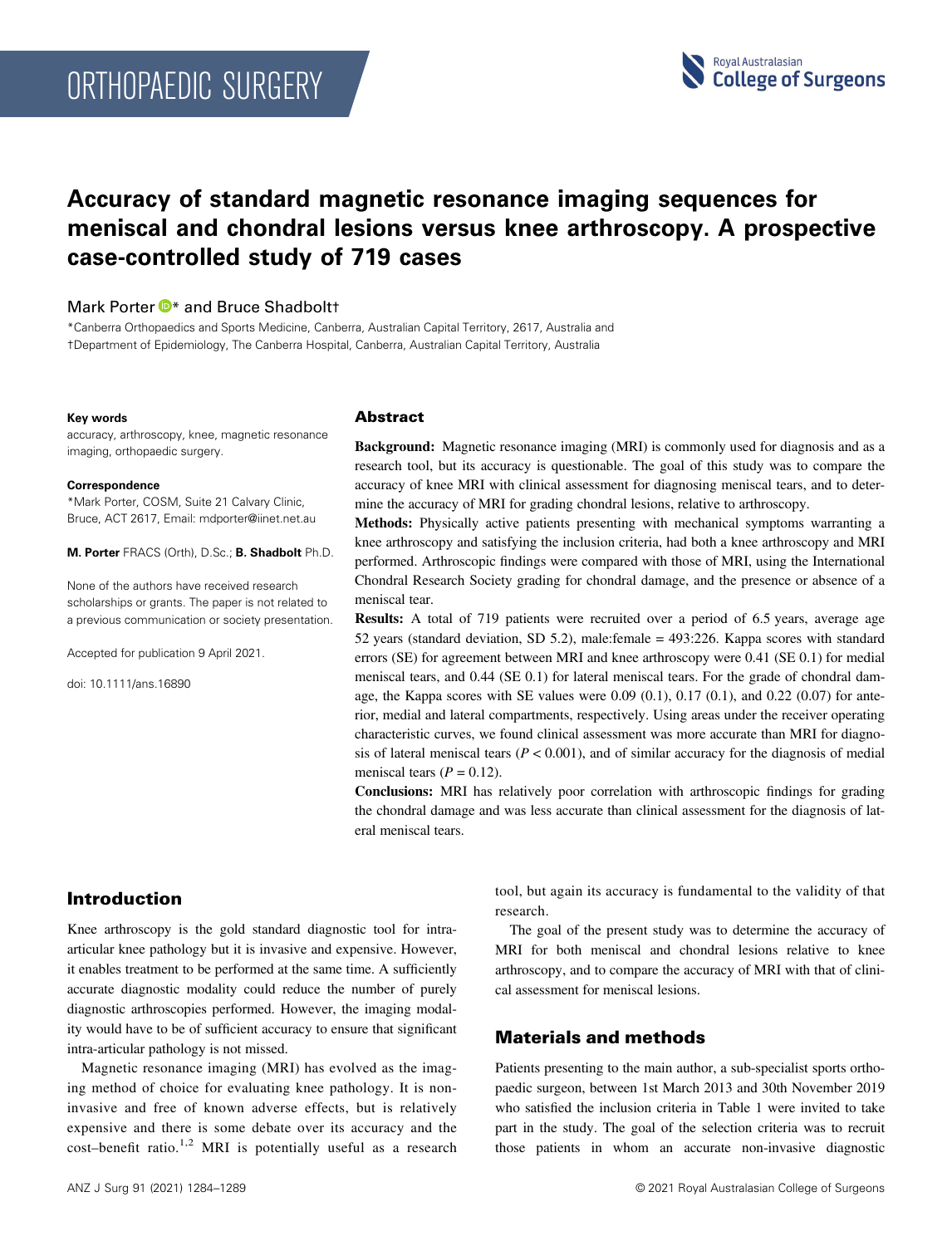# Accuracy of standard magnetic resonance imaging sequences for meniscal and chondral lesions versus knee arthroscopy. A prospective case-controlled study of 719 cases

Mark Porter * and Bruce Shadbolt†

*Canberra Orthopaedics and Sports Medicine, Canberra, Australian Capital Territory, 2617, Australia and
†Department of Epidemiology, The Canberra Hospital, Canberra, Australian Capital Territory, Australia

**Key words**
accuracy, arthroscopy, knee, magnetic resonance imaging, orthopaedic surgery.

**Correspondence**
*Mark Porter, COSM, Suite 21 Calvary Clinic, Bruce, ACT 2617, Email: mdporter@iinet.net.au

**M. Porter** FRACS (Orth), D.Sc.; **B. Shadbolt** Ph.D.

None of the authors have received research scholarships or grants. The paper is not related to a previous communication or society presentation.

Accepted for publication 9 April 2021.

doi: 10.1111/ans.16890

## Abstract

**Background:** Magnetic resonance imaging (MRI) is commonly used for diagnosis and as a research tool, but its accuracy is questionable. The goal of this study was to compare the accuracy of knee MRI with clinical assessment for diagnosing meniscal tears, and to determine the accuracy of MRI for grading chondral lesions, relative to arthroscopy.

**Methods:** Physically active patients presenting with mechanical symptoms warranting a knee arthroscopy and satisfying the inclusion criteria, had both a knee arthroscopy and MRI performed. Arthroscopic findings were compared with those of MRI, using the International Chondral Research Society grading for chondral damage, and the presence or absence of a meniscal tear.

**Results:** A total of 719 patients were recruited over a period of 6.5 years, average age 52 years (standard deviation, SD 5.2), male:female = 493:226. Kappa scores with standard errors (SE) for agreement between MRI and knee arthroscopy were 0.41 (SE 0.1) for medial meniscal tears, and 0.44 (SE 0.1) for lateral meniscal tears. For the grade of chondral damage, the Kappa scores with SE values were 0.09 (0.1), 0.17 (0.1), and 0.22 (0.07) for anterior, medial and lateral compartments, respectively. Using areas under the receiver operating characteristic curves, we found clinical assessment was more accurate than MRI for diagnosis of lateral meniscal tears ($P < 0.001$), and of similar accuracy for the diagnosis of medial meniscal tears ($P = 0.12$).

**Conclusions:** MRI has relatively poor correlation with arthroscopic findings for grading the chondral damage and was less accurate than clinical assessment for the diagnosis of lateral meniscal tears.

## Introduction

Knee arthroscopy is the gold standard diagnostic tool for intra-articular knee pathology but it is invasive and expensive. However, it enables treatment to be performed at the same time. A sufficiently accurate diagnostic modality could reduce the number of purely diagnostic arthroscopies performed. However, the imaging modality would have to be of sufficient accuracy to ensure that significant intra-articular pathology is not missed.

Magnetic resonance imaging (MRI) has evolved as the imaging method of choice for evaluating knee pathology. It is non-invasive and free of known adverse effects, but is relatively expensive and there is some debate over its accuracy and the cost–benefit ratio.[1,2] MRI is potentially useful as a research tool, but again its accuracy is fundamental to the validity of that research.

The goal of the present study was to determine the accuracy of MRI for both meniscal and chondral lesions relative to knee arthroscopy, and to compare the accuracy of MRI with that of clinical assessment for meniscal lesions.

## Materials and methods

Patients presenting to the main author, a sub-specialist sports orthopaedic surgeon, between 1st March 2013 and 30th November 2019 who satisfied the inclusion criteria in Table 1 were invited to take part in the study. The goal of the selection criteria was to recruit those patients in whom an accurate non-invasive diagnostic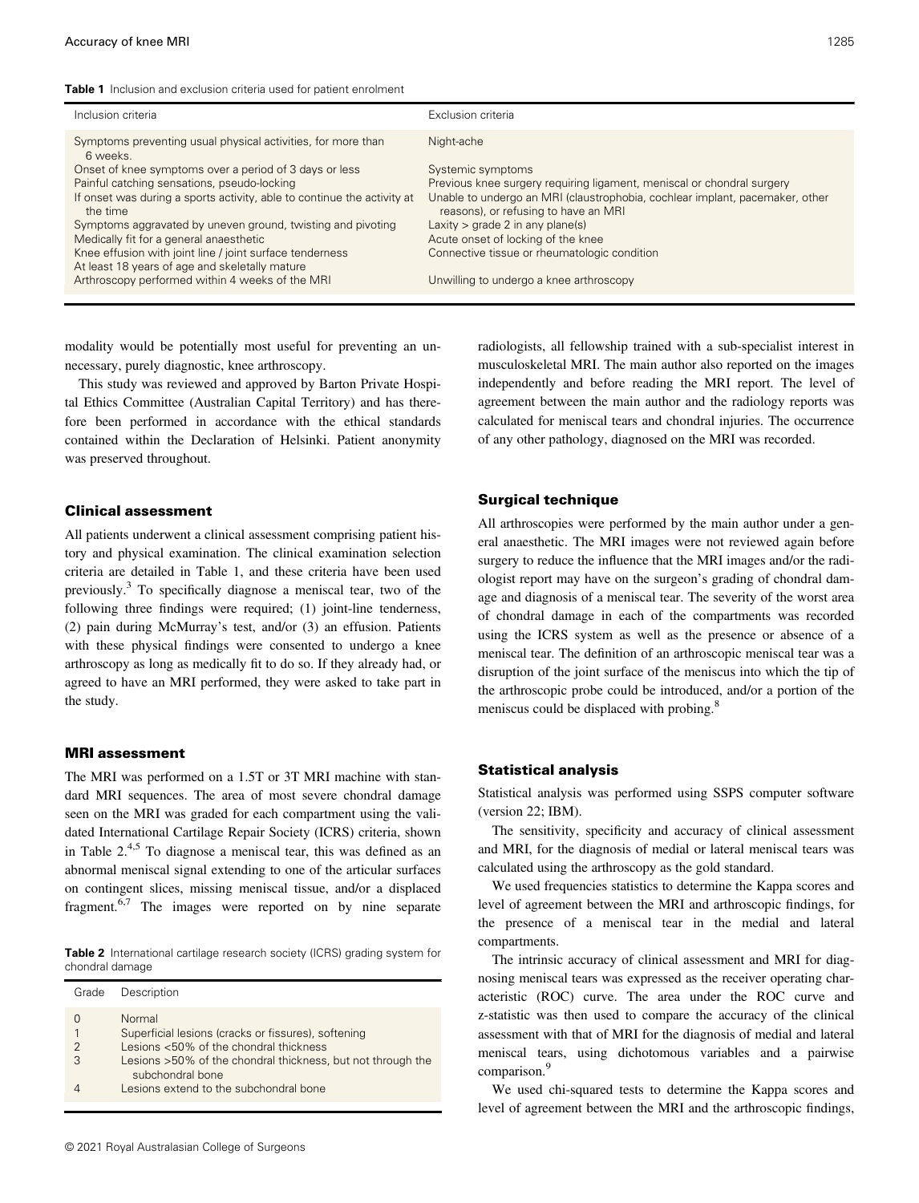**Table 1** Inclusion and exclusion criteria used for patient enrolment

| Inclusion criteria | Exclusion criteria |
|---|---|
| Symptoms preventing usual physical activities, for more than 6 weeks. | Night-ache |
| Onset of knee symptoms over a period of 3 days or less | Systemic symptoms |
| Painful catching sensations, pseudo-locking | Previous knee surgery requiring ligament, meniscal or chondral surgery |
| If onset was during a sports activity, able to continue the activity at the time | Unable to undergo an MRI (claustrophobia, cochlear implant, pacemaker, other reasons), or refusing to have an MRI |
| Symptoms aggravated by uneven ground, twisting and pivoting | Laxity > grade 2 in any plane(s) |
| Medically fit for a general anaesthetic | Acute onset of locking of the knee |
| Knee effusion with joint line / joint surface tenderness | Connective tissue or rheumatologic condition |
| At least 18 years of age and skeletally mature | |
| Arthroscopy performed within 4 weeks of the MRI | Unwilling to undergo a knee arthroscopy |

modality would be potentially most useful for preventing an unnecessary, purely diagnostic, knee arthroscopy.

This study was reviewed and approved by Barton Private Hospital Ethics Committee (Australian Capital Territory) and has therefore been performed in accordance with the ethical standards contained within the Declaration of Helsinki. Patient anonymity was preserved throughout.

### Clinical assessment

All patients underwent a clinical assessment comprising patient history and physical examination. The clinical examination selection criteria are detailed in Table 1, and these criteria have been used previously.[3] To specifically diagnose a meniscal tear, two of the following three findings were required; (1) joint-line tenderness, (2) pain during McMurray's test, and/or (3) an effusion. Patients with these physical findings were consented to undergo a knee arthroscopy as long as medically fit to do so. If they already had, or agreed to have an MRI performed, they were asked to take part in the study.

### MRI assessment

The MRI was performed on a 1.5T or 3T MRI machine with standard MRI sequences. The area of most severe chondral damage seen on the MRI was graded for each compartment using the validated International Cartilage Repair Society (ICRS) criteria, shown in Table 2.[4,5] To diagnose a meniscal tear, this was defined as an abnormal meniscal signal extending to one of the articular surfaces on contingent slices, missing meniscal tissue, and/or a displaced fragment.[6,7] The images were reported on by nine separate radiologists, all fellowship trained with a sub-specialist interest in musculoskeletal MRI. The main author also reported on the images independently and before reading the MRI report. The level of agreement between the main author and the radiology reports was calculated for meniscal tears and chondral injuries. The occurrence of any other pathology, diagnosed on the MRI was recorded.

**Table 2** International cartilage research society (ICRS) grading system for chondral damage

| Grade | Description |
|---|---|
| 0 | Normal |
| 1 | Superficial lesions (cracks or fissures), softening |
| 2 | Lesions <50% of the chondral thickness |
| 3 | Lesions >50% of the chondral thickness, but not through the subchondral bone |
| 4 | Lesions extend to the subchondral bone |

### Surgical technique

All arthroscopies were performed by the main author under a general anaesthetic. The MRI images were not reviewed again before surgery to reduce the influence that the MRI images and/or the radiologist report may have on the surgeon's grading of chondral damage and diagnosis of a meniscal tear. The severity of the worst area of chondral damage in each of the compartments was recorded using the ICRS system as well as the presence or absence of a meniscal tear. The definition of an arthroscopic meniscal tear was a disruption of the joint surface of the meniscus into which the tip of the arthroscopic probe could be introduced, and/or a portion of the meniscus could be displaced with probing.[8]

### Statistical analysis

Statistical analysis was performed using SSPS computer software (version 22; IBM).

The sensitivity, specificity and accuracy of clinical assessment and MRI, for the diagnosis of medial or lateral meniscal tears was calculated using the arthroscopy as the gold standard.

We used frequencies statistics to determine the Kappa scores and level of agreement between the MRI and arthroscopic findings, for the presence of a meniscal tear in the medial and lateral compartments.

The intrinsic accuracy of clinical assessment and MRI for diagnosing meniscal tears was expressed as the receiver operating characteristic (ROC) curve. The area under the ROC curve and z-statistic was then used to compare the accuracy of the clinical assessment with that of MRI for the diagnosis of medial and lateral meniscal tears, using dichotomous variables and a pairwise comparison.[9]

We used chi-squared tests to determine the Kappa scores and level of agreement between the MRI and the arthroscopic findings,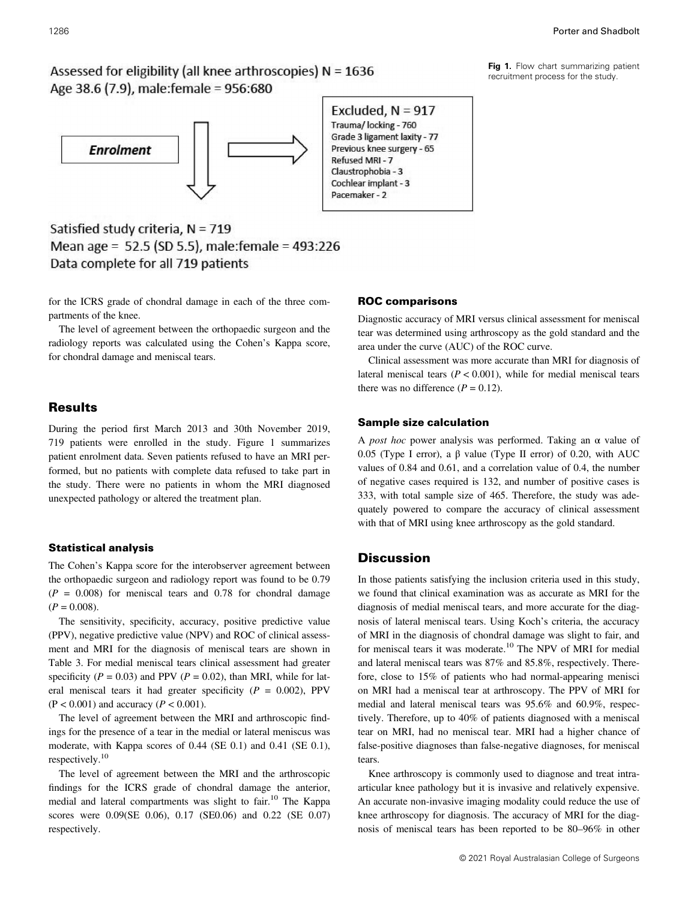Assessed for eligibility (all knee arthroscopies) N = 1636
Age 38.6 (7.9), male:female = 956:680

**Enrolment**

Excluded, N = 917
Trauma/ locking - 760
Grade 3 ligament laxity - 77
Previous knee surgery - 65
Refused MRI - 7
Claustrophobia - 3
Cochlear implant - 3
Pacemaker - 2

Satisfied study criteria, N = 719
Mean age = 52.5 (SD 5.5), male:female = 493:226
Data complete for all 719 patients

**Fig 1.** Flow chart summarizing patient recruitment process for the study.

for the ICRS grade of chondral damage in each of the three compartments of the knee.

The level of agreement between the orthopaedic surgeon and the radiology reports was calculated using the Cohen's Kappa score, for chondral damage and meniscal tears.

## Results

During the period first March 2013 and 30th November 2019, 719 patients were enrolled in the study. Figure 1 summarizes patient enrolment data. Seven patients refused to have an MRI performed, but no patients with complete data refused to take part in the study. There were no patients in whom the MRI diagnosed unexpected pathology or altered the treatment plan.

### Statistical analysis

The Cohen's Kappa score for the interobserver agreement between the orthopaedic surgeon and radiology report was found to be 0.79 ($P = 0.008$) for meniscal tears and 0.78 for chondral damage ($P = 0.008$).

The sensitivity, specificity, accuracy, positive predictive value (PPV), negative predictive value (NPV) and ROC of clinical assessment and MRI for the diagnosis of meniscal tears are shown in Table 3. For medial meniscal tears clinical assessment had greater specificity ($P = 0.03$) and PPV ($P = 0.02$), than MRI, while for lateral meniscal tears it had greater specificity ($P = 0.002$), PPV ($P < 0.001$) and accuracy ($P < 0.001$).

The level of agreement between the MRI and arthroscopic findings for the presence of a tear in the medial or lateral meniscus was moderate, with Kappa scores of 0.44 (SE 0.1) and 0.41 (SE 0.1), respectively.[10]

The level of agreement between the MRI and the arthroscopic findings for the ICRS grade of chondral damage the anterior, medial and lateral compartments was slight to fair.[10] The Kappa scores were 0.09(SE 0.06), 0.17 (SE0.06) and 0.22 (SE 0.07) respectively.

### ROC comparisons

Diagnostic accuracy of MRI versus clinical assessment for meniscal tear was determined using arthroscopy as the gold standard and the area under the curve (AUC) of the ROC curve.

Clinical assessment was more accurate than MRI for diagnosis of lateral meniscal tears ($P < 0.001$), while for medial meniscal tears there was no difference ($P = 0.12$).

### Sample size calculation

A *post hoc* power analysis was performed. Taking an $\alpha$ value of 0.05 (Type I error), a $\beta$ value (Type II error) of 0.20, with AUC values of 0.84 and 0.61, and a correlation value of 0.4, the number of negative cases required is 132, and number of positive cases is 333, with total sample size of 465. Therefore, the study was adequately powered to compare the accuracy of clinical assessment with that of MRI using knee arthroscopy as the gold standard.

## Discussion

In those patients satisfying the inclusion criteria used in this study, we found that clinical examination was as accurate as MRI for the diagnosis of medial meniscal tears, and more accurate for the diagnosis of lateral meniscal tears. Using Koch's criteria, the accuracy of MRI in the diagnosis of chondral damage was slight to fair, and for meniscal tears it was moderate.[10] The NPV of MRI for medial and lateral meniscal tears was 87% and 85.8%, respectively. Therefore, close to 15% of patients who had normal-appearing menisci on MRI had a meniscal tear at arthroscopy. The PPV of MRI for medial and lateral meniscal tears was 95.6% and 60.9%, respectively. Therefore, up to 40% of patients diagnosed with a meniscal tear on MRI, had no meniscal tear. MRI had a higher chance of false-positive diagnoses than false-negative diagnoses, for meniscal tears.

Knee arthroscopy is commonly used to diagnose and treat intra-articular knee pathology but it is invasive and relatively expensive. An accurate non-invasive imaging modality could reduce the use of knee arthroscopy for diagnosis. The accuracy of MRI for the diagnosis of meniscal tears has been reported to be 80–96% in other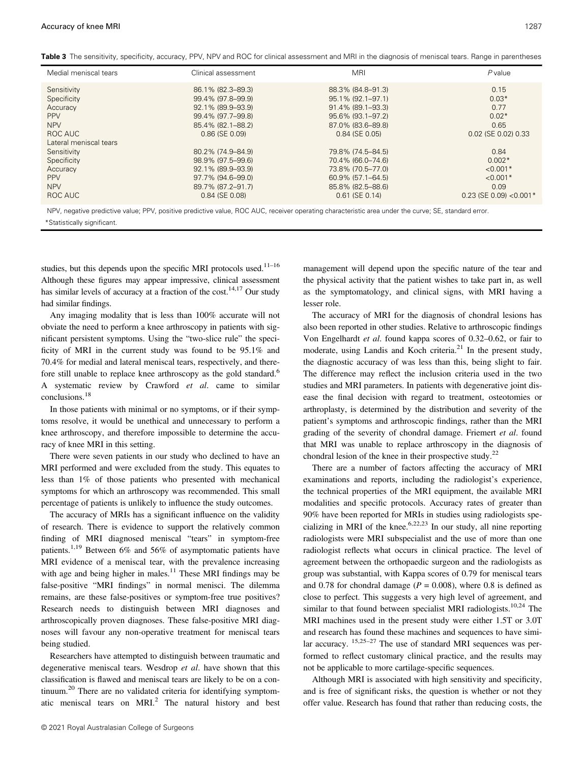**Table 3** The sensitivity, specificity, accuracy, PPV, NPV and ROC for clinical assessment and MRI in the diagnosis of meniscal tears. Range in parentheses

| Medial meniscal tears | Clinical assessment | MRI | *P* value |
|---|---|---|---|
| Sensitivity | 86.1% (82.3–89.3) | 88.3% (84.8–91.3) | 0.15 |
| Specificity | 99.4% (97.8–99.9) | 95.1% (92.1–97.1) | 0.03* |
| Accuracy | 92.1% (89.9–93.9) | 91.4% (89.1–93.3) | 0.77 |
| PPV | 99.4% (97.7–99.8) | 95.6% (93.1–97.2) | 0.02* |
| NPV | 85.4% (82.1–88.2) | 87.0% (83.6–89.8) | 0.65 |
| ROC AUC | 0.86 (SE 0.09) | 0.84 (SE 0.05) | 0.02 (SE 0.02) 0.33 |
| Lateral meniscal tears | | | |
| Sensitivity | 80.2% (74.9–84.9) | 79.8% (74.5–84.5) | 0.84 |
| Specificity | 98.9% (97.5–99.6) | 70.4% (66.0–74.6) | 0.002* |
| Accuracy | 92.1% (89.9–93.9) | 73.8% (70.5–77.0) | <0.001* |
| PPV | 97.7% (94.6–99.0) | 60.9% (57.1–64.5) | <0.001* |
| NPV | 89.7% (87.2–91.7) | 85.8% (82.5–88.6) | 0.09 |
| ROC AUC | 0.84 (SE 0.08) | 0.61 (SE 0.14) | 0.23 (SE 0.09) <0.001* |

NPV, negative predictive value; PPV, positive predictive value, ROC AUC, receiver operating characteristic area under the curve; SE, standard error.

*Statistically significant.

studies, but this depends upon the specific MRI protocols used.[11–16] Although these figures may appear impressive, clinical assessment has similar levels of accuracy at a fraction of the cost.[14,17] Our study had similar findings.

Any imaging modality that is less than 100% accurate will not obviate the need to perform a knee arthroscopy in patients with significant persistent symptoms. Using the "two-slice rule" the specificity of MRI in the current study was found to be 95.1% and 70.4% for medial and lateral meniscal tears, respectively, and therefore still unable to replace knee arthroscopy as the gold standard.[6] A systematic review by Crawford *et al*. came to similar conclusions.[18]

In those patients with minimal or no symptoms, or if their symptoms resolve, it would be unethical and unnecessary to perform a knee arthroscopy, and therefore impossible to determine the accuracy of knee MRI in this setting.

There were seven patients in our study who declined to have an MRI performed and were excluded from the study. This equates to less than 1% of those patients who presented with mechanical symptoms for which an arthroscopy was recommended. This small percentage of patients is unlikely to influence the study outcomes.

The accuracy of MRIs has a significant influence on the validity of research. There is evidence to support the relatively common finding of MRI diagnosed meniscal "tears" in symptom-free patients.[1,19] Between 6% and 56% of asymptomatic patients have MRI evidence of a meniscal tear, with the prevalence increasing with age and being higher in males.[11] These MRI findings may be false-positive "MRI findings" in normal menisci. The dilemma remains, are these false-positives or symptom-free true positives? Research needs to distinguish between MRI diagnoses and arthroscopically proven diagnoses. These false-positive MRI diagnoses will favour any non-operative treatment for meniscal tears being studied.

Researchers have attempted to distinguish between traumatic and degenerative meniscal tears. Wesdrop *et al*. have shown that this classification is flawed and meniscal tears are likely to be on a continuum.[20] There are no validated criteria for identifying symptomatic meniscal tears on MRI.[2] The natural history and best management will depend upon the specific nature of the tear and the physical activity that the patient wishes to take part in, as well as the symptomatology, and clinical signs, with MRI having a lesser role.

The accuracy of MRI for the diagnosis of chondral lesions has also been reported in other studies. Relative to arthroscopic findings Von Engelhardt *et al*. found kappa scores of 0.32–0.62, or fair to moderate, using Landis and Koch criteria.[21] In the present study, the diagnostic accuracy of was less than this, being slight to fair. The difference may reflect the inclusion criteria used in the two studies and MRI parameters. In patients with degenerative joint disease the final decision with regard to treatment, osteotomies or arthroplasty, is determined by the distribution and severity of the patient's symptoms and arthroscopic findings, rather than the MRI grading of the severity of chondral damage. Friemert *et al*. found that MRI was unable to replace arthroscopy in the diagnosis of chondral lesion of the knee in their prospective study.[22]

There are a number of factors affecting the accuracy of MRI examinations and reports, including the radiologist's experience, the technical properties of the MRI equipment, the available MRI modalities and specific protocols. Accuracy rates of greater than 90% have been reported for MRIs in studies using radiologists specializing in MRI of the knee.[6,22,23] In our study, all nine reporting radiologists were MRI subspecialist and the use of more than one radiologist reflects what occurs in clinical practice. The level of agreement between the orthopaedic surgeon and the radiologists as group was substantial, with Kappa scores of 0.79 for meniscal tears and 0.78 for chondral damage ($P = 0.008$), where 0.8 is defined as close to perfect. This suggests a very high level of agreement, and similar to that found between specialist MRI radiologists.[10,24] The MRI machines used in the present study were either 1.5T or 3.0T and research has found these machines and sequences to have similar accuracy.[15,25–27] The use of standard MRI sequences was performed to reflect customary clinical practice, and the results may not be applicable to more cartilage-specific sequences.

Although MRI is associated with high sensitivity and specificity, and is free of significant risks, the question is whether or not they offer value. Research has found that rather than reducing costs, the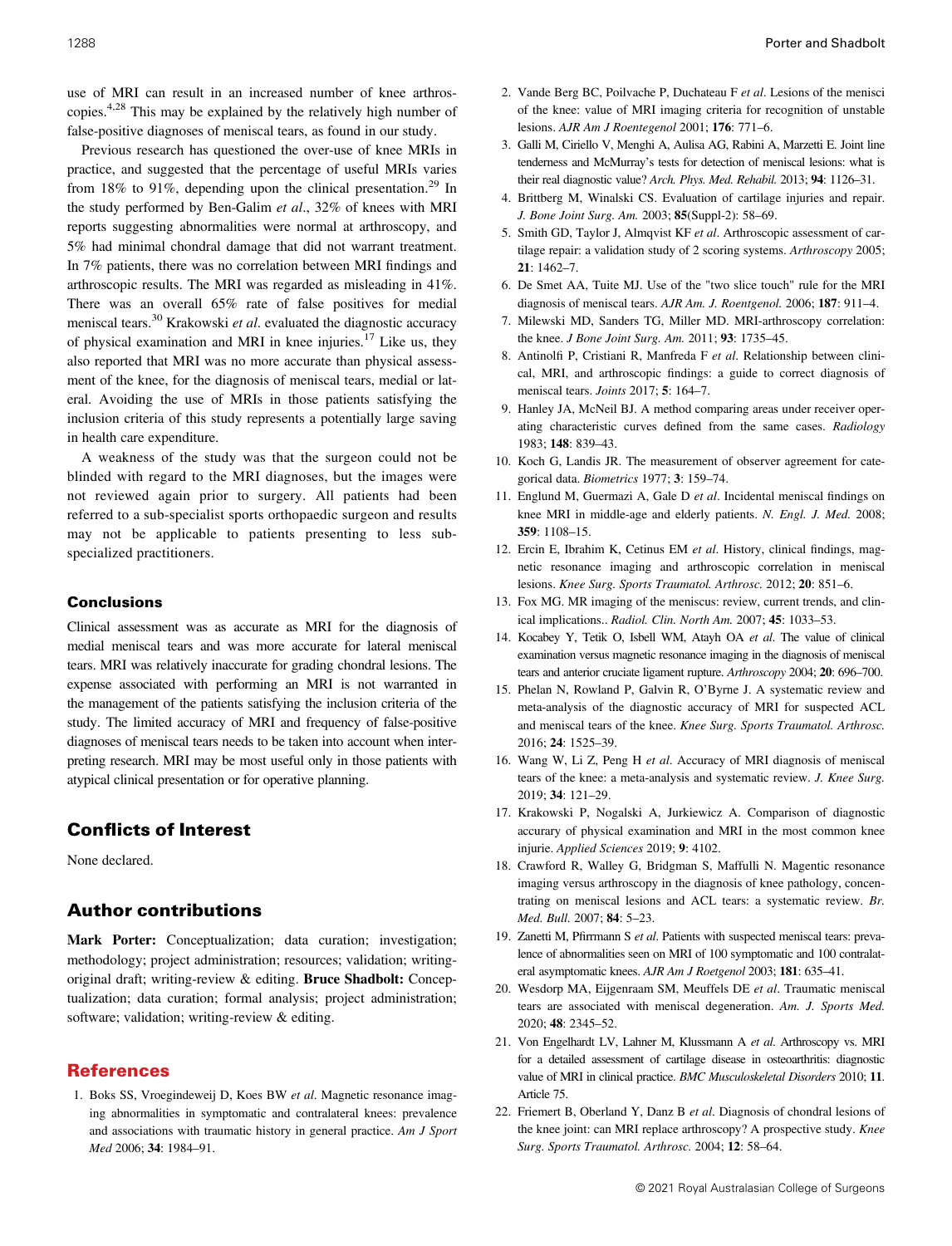use of MRI can result in an increased number of knee arthroscopies.[4,28] This may be explained by the relatively high number of false-positive diagnoses of meniscal tears, as found in our study.

Previous research has questioned the over-use of knee MRIs in practice, and suggested that the percentage of useful MRIs varies from 18% to 91%, depending upon the clinical presentation.[29] In the study performed by Ben-Galim *et al*., 32% of knees with MRI reports suggesting abnormalities were normal at arthroscopy, and 5% had minimal chondral damage that did not warrant treatment. In 7% patients, there was no correlation between MRI findings and arthroscopic results. The MRI was regarded as misleading in 41%. There was an overall 65% rate of false positives for medial meniscal tears.[30] Krakowski *et al*. evaluated the diagnostic accuracy of physical examination and MRI in knee injuries.[17] Like us, they also reported that MRI was no more accurate than physical assessment of the knee, for the diagnosis of meniscal tears, medial or lateral. Avoiding the use of MRIs in those patients satisfying the inclusion criteria of this study represents a potentially large saving in health care expenditure.

A weakness of the study was that the surgeon could not be blinded with regard to the MRI diagnoses, but the images were not reviewed again prior to surgery. All patients had been referred to a sub-specialist sports orthopaedic surgeon and results may not be applicable to patients presenting to less sub-specialized practitioners.

## Conclusions

Clinical assessment was as accurate as MRI for the diagnosis of medial meniscal tears and was more accurate for lateral meniscal tears. MRI was relatively inaccurate for grading chondral lesions. The expense associated with performing an MRI is not warranted in the management of the patients satisfying the inclusion criteria of the study. The limited accuracy of MRI and frequency of false-positive diagnoses of meniscal tears needs to be taken into account when interpreting research. MRI may be most useful only in those patients with atypical clinical presentation or for operative planning.

## Conflicts of Interest

None declared.

## Author contributions

**Mark Porter:** Conceptualization; data curation; investigation; methodology; project administration; resources; validation; writing-original draft; writing-review & editing. **Bruce Shadbolt:** Conceptualization; data curation; formal analysis; project administration; software; validation; writing-review & editing.

## References

1. Boks SS, Vroegindeweij D, Koes BW *et al*. Magnetic resonance imaging abnormalities in symptomatic and contralateral knees: prevalence and associations with traumatic history in general practice. *Am J Sport Med* 2006; **34**: 1984–91.
2. Vande Berg BC, Poilvache P, Duchateau F *et al*. Lesions of the menisci of the knee: value of MRI imaging criteria for recognition of unstable lesions. *AJR Am J Roentegenol* 2001; **176**: 771–6.
3. Galli M, Ciriello V, Menghi A, Aulisa AG, Rabini A, Marzetti E. Joint line tenderness and McMurray's tests for detection of meniscal lesions: what is their real diagnostic value? *Arch. Phys. Med. Rehabil.* 2013; **94**: 1126–31.
4. Brittberg M, Winalski CS. Evaluation of cartilage injuries and repair. *J. Bone Joint Surg. Am.* 2003; **85**(Suppl-2): 58–69.
5. Smith GD, Taylor J, Almqvist KF *et al*. Arthroscopic assessment of cartilage repair: a validation study of 2 scoring systems. *Arthroscopy* 2005; **21**: 1462–7.
6. De Smet AA, Tuite MJ. Use of the "two slice touch" rule for the MRI diagnosis of meniscal tears. *AJR Am. J. Roentgenol.* 2006; **187**: 911–4.
7. Milewski MD, Sanders TG, Miller MD. MRI-arthroscopy correlation: the knee. *J Bone Joint Surg. Am.* 2011; **93**: 1735–45.
8. Antinolfi P, Cristiani R, Manfreda F *et al*. Relationship between clinical, MRI, and arthroscopic findings: a guide to correct diagnosis of meniscal tears. *Joints* 2017; **5**: 164–7.
9. Hanley JA, McNeil BJ. A method comparing areas under receiver operating characteristic curves defined from the same cases. *Radiology* 1983; **148**: 839–43.
10. Koch G, Landis JR. The measurement of observer agreement for categorical data. *Biometrics* 1977; **3**: 159–74.
11. Englund M, Guermazi A, Gale D *et al*. Incidental meniscal findings on knee MRI in middle-age and elderly patients. *N. Engl. J. Med.* 2008; **359**: 1108–15.
12. Ercin E, Ibrahim K, Cetinus EM *et al*. History, clinical findings, magnetic resonance imaging and arthroscopic correlation in meniscal lesions. *Knee Surg. Sports Traumatol. Arthrosc.* 2012; **20**: 851–6.
13. Fox MG. MR imaging of the meniscus: review, current trends, and clinical implications.. *Radiol. Clin. North Am.* 2007; **45**: 1033–53.
14. Kocabey Y, Tetik O, Isbell WM, Atayh OA *et al*. The value of clinical examination versus magnetic resonance imaging in the diagnosis of meniscal tears and anterior cruciate ligament rupture. *Arthroscopy* 2004; **20**: 696–700.
15. Phelan N, Rowland P, Galvin R, O'Byrne J. A systematic review and meta-analysis of the diagnostic accuracy of MRI for suspected ACL and meniscal tears of the knee. *Knee Surg. Sports Traumatol. Arthrosc.* 2016; **24**: 1525–39.
16. Wang W, Li Z, Peng H *et al*. Accuracy of MRI diagnosis of meniscal tears of the knee: a meta-analysis and systematic review. *J. Knee Surg.* 2019; **34**: 121–29.
17. Krakowski P, Nogalski A, Jurkiewicz A. Comparison of diagnostic accurary of physical examination and MRI in the most common knee injurie. *Applied Sciences* 2019; **9**: 4102.
18. Crawford R, Walley G, Bridgman S, Maffulli N. Magentic resonance imaging versus arthroscopy in the diagnosis of knee pathology, concentrating on meniscal lesions and ACL tears: a systematic review. *Br. Med. Bull.* 2007; **84**: 5–23.
19. Zanetti M, Pfirrmann S *et al*. Patients with suspected meniscal tears: prevalence of abnormalities seen on MRI of 100 symptomatic and 100 contralateral asymptomatic knees. *AJR Am J Roetgenol* 2003; **181**: 635–41.
20. Wesdorp MA, Eijgenraam SM, Meuffels DE *et al*. Traumatic meniscal tears are associated with meniscal degeneration. *Am. J. Sports Med.* 2020; **48**: 2345–52.
21. Von Engelhardt LV, Lahner M, Klussmann A *et al*. Arthroscopy vs. MRI for a detailed assessment of cartilage disease in osteoarthritis: diagnostic value of MRI in clinical practice. *BMC Musculoskeletal Disorders* 2010; **11**. Article 75.
22. Friemert B, Oberland Y, Danz B *et al*. Diagnosis of chondral lesions of the knee joint: can MRI replace arthroscopy? A prospective study. *Knee Surg. Sports Traumatol. Arthrosc.* 2004; **12**: 58–64.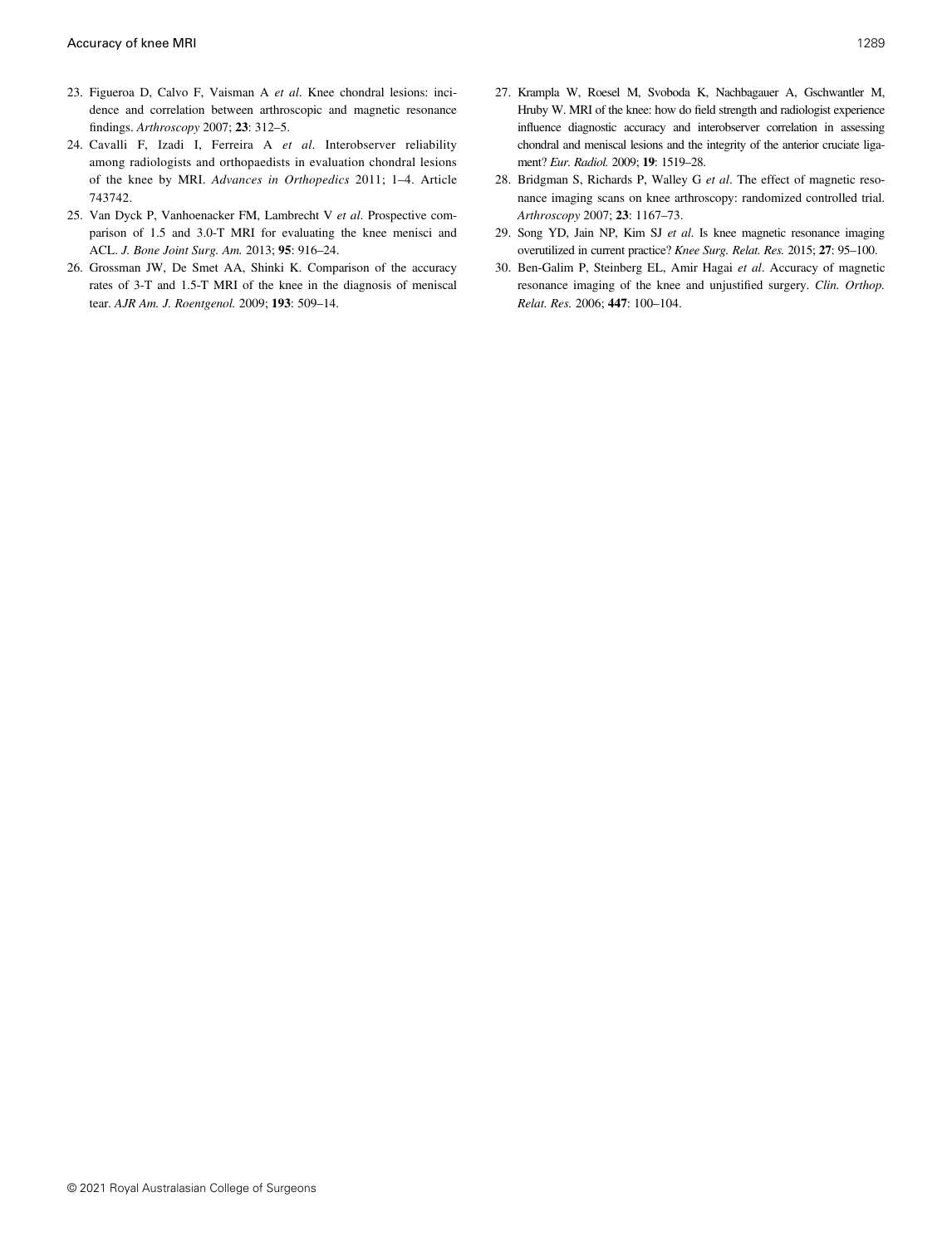23. Figueroa D, Calvo F, Vaisman A *et al*. Knee chondral lesions: incidence and correlation between arthroscopic and magnetic resonance findings. *Arthroscopy* 2007; **23**: 312–5.
24. Cavalli F, Izadi I, Ferreira A *et al*. Interobserver reliability among radiologists and orthopaedists in evaluation chondral lesions of the knee by MRI. *Advances in Orthopedics* 2011; 1–4. Article 743742.
25. Van Dyck P, Vanhoenacker FM, Lambrecht V *et al*. Prospective comparison of 1.5 and 3.0-T MRI for evaluating the knee menisci and ACL. *J. Bone Joint Surg. Am.* 2013; **95**: 916–24.
26. Grossman JW, De Smet AA, Shinki K. Comparison of the accuracy rates of 3-T and 1.5-T MRI of the knee in the diagnosis of meniscal tear. *AJR Am. J. Roentgenol.* 2009; **193**: 509–14.
27. Krampla W, Roesel M, Svoboda K, Nachbagauer A, Gschwantler M, Hruby W. MRI of the knee: how do field strength and radiologist experience influence diagnostic accuracy and interobserver correlation in assessing chondral and meniscal lesions and the integrity of the anterior cruciate ligament? *Eur. Radiol.* 2009; **19**: 1519–28.
28. Bridgman S, Richards P, Walley G *et al*. The effect of magnetic resonance imaging scans on knee arthroscopy: randomized controlled trial. *Arthroscopy* 2007; **23**: 1167–73.
29. Song YD, Jain NP, Kim SJ *et al*. Is knee magnetic resonance imaging overutilized in current practice? *Knee Surg. Relat. Res.* 2015; **27**: 95–100.
30. Ben-Galim P, Steinberg EL, Amir Hagai *et al*. Accuracy of magnetic resonance imaging of the knee and unjustified surgery. *Clin. Orthop. Relat. Res.* 2006; **447**: 100–104.